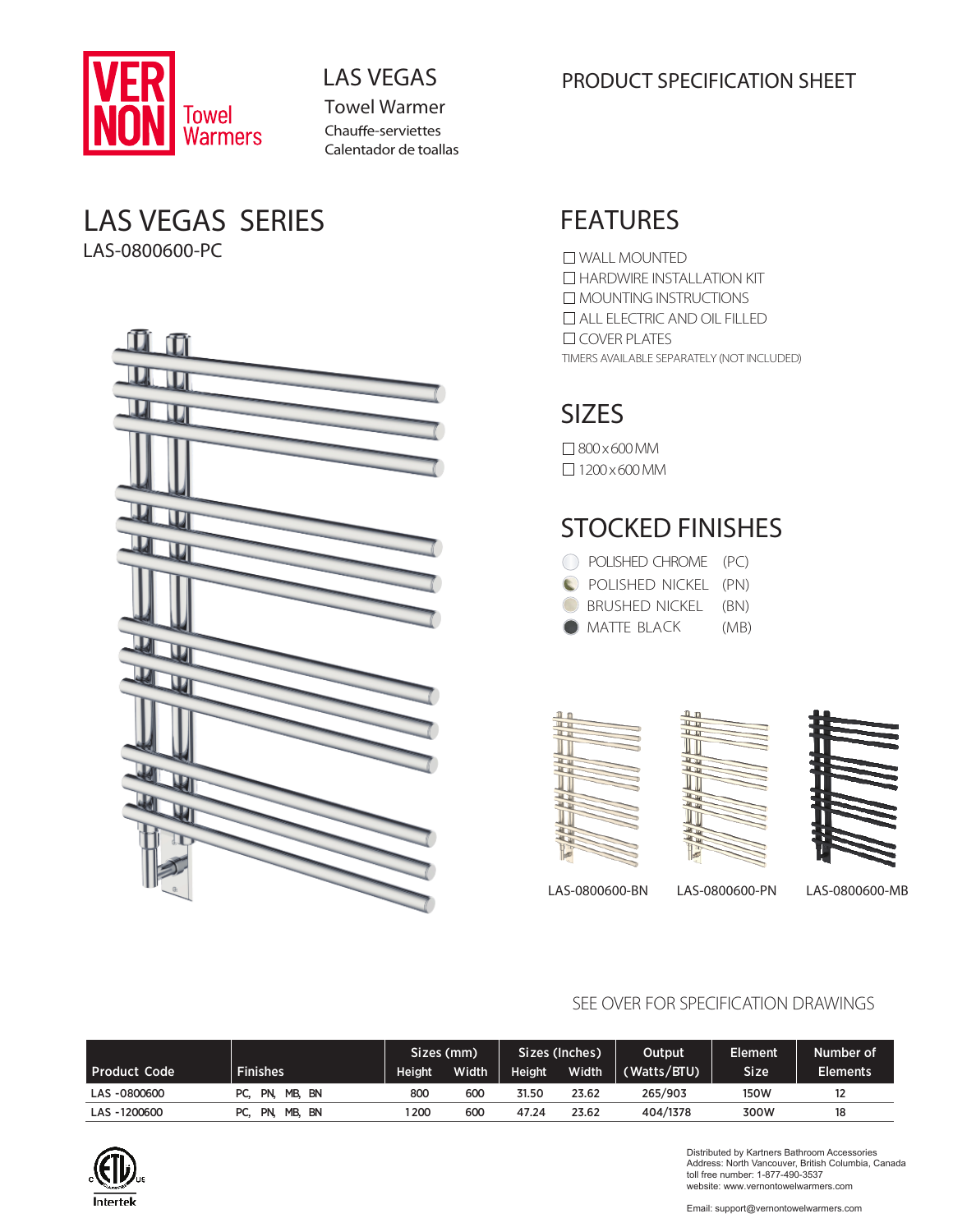VERNON Towel Warmers

# LAS VEGAS

Towel Warmer

Chauffe-serviettes

Calentador de toallas

PRODUCT SPECIFICATION SHEET

## LAS VEGAS SERIES

LAS-0800600-PC

## FEATURES

- ☐ WALL MOUNTED
- ☐ HARDWIRE INSTALLATION KIT
- ☐ MOUNTING INSTRUCTIONS
- ☐ ALL ELECTRIC AND OIL FILLED
- ☐ COVER PLATES

TIMERS AVAILABLE SEPARATELY (NOT INCLUDED)

## SIZES

- ☐ 800 x 600 MM
- ☐ 1200 x 600 MM

## STOCKED FINISHES

- POLISHED CHROME (PC)
- POLISHED NICKEL (PN)
- BRUSHED NICKEL (BN)
- MATTE BLACK (MB)

LAS-0800600-BN LAS-0800600-PN LAS-0800600-MB

SEE OVER FOR SPECIFICATION DRAWINGS

| Product Code | Finishes | Sizes (mm) | | Sizes (Inches) | | Output | Element | Number of |
|---|---|---|---|---|---|---|---|---|
| | | Height | Width | Height | Width | (Watts/BTU) | Size | Elements |
| LAS -0800600 | PC, PN, MB, BN | 800 | 600 | 31.50 | 23.62 | 265/903 | 150W | 12 |
| LAS -1200600 | PC, PN, MB, BN | 1200 | 600 | 47.24 | 23.62 | 404/1378 | 300W | 18 |

Intertek

Distributed by Kartners Bathroom Accessories
Address: North Vancouver, British Columbia, Canada
toll free number: 1-877-490-3537
website: www.vernontowelwarmers.com

Email: support@vernontowelwarmers.com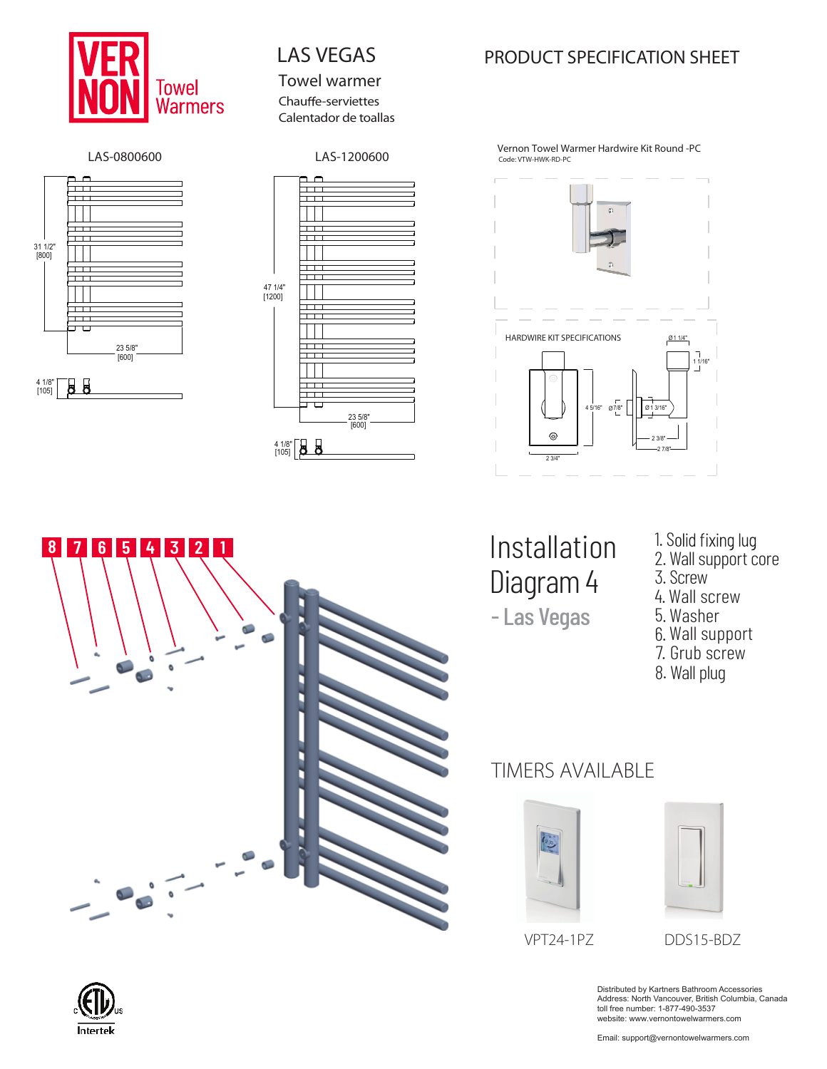VERNON Towel Warmers

# LAS VEGAS

Towel warmer

Chauffe-serviettes

Calentador de toallas

## PRODUCT SPECIFICATION SHEET

LAS-0800600

31 1/2" [800]

23 5/8" [600]

4 1/8" [105]

LAS-1200600

47 1/4" [1200]

23 5/8" [600]

4 1/8" [105]

Vernon Towel Warmer Hardwire Kit Round -PC

Code: VTW-HWK-RD-PC

HARDWIRE KIT SPECIFICATIONS

Ø1 1/4"

1 1/16"

4 5/16"

Ø7/8"

Ø1 3/16"

2 3/8"

2 7/8"

2 3/4"

## Installation Diagram 4 - Las Vegas

1. Solid fixing lug
2. Wall support core
3. Screw
4. Wall screw
5. Washer
6. Wall support
7. Grub screw
8. Wall plug

## TIMERS AVAILABLE

VPT24-1PZ

DDS15-BDZ

Intertek

Distributed by Kartners Bathroom Accessories
Address: North Vancouver, British Columbia, Canada
toll free number: 1-877-490-3537
website: www.vernontowelwarmers.com

Email: support@vernontowelwarmers.com